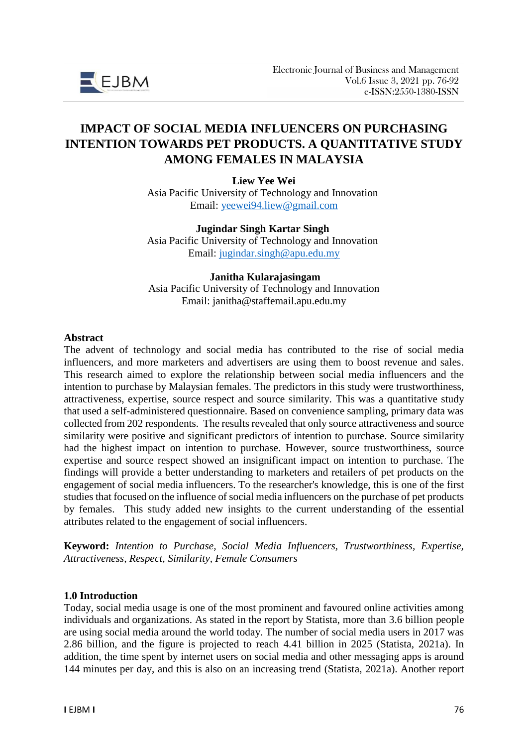# IMPACT OF SOCIAL MEDIA INFLUENCERS ON PURCHASING INTENTION TOWARDS PET PRODUCTS. A QUANTITATIVE STUDY AMONG FEMALES IN MALAYSIA

**Liew Yee Wei**
Asia Pacific University of Technology and Innovation
Email: yeewei94.liew@gmail.com

**Jugindar Singh Kartar Singh**
Asia Pacific University of Technology and Innovation
Email: jugindar.singh@apu.edu.my

**Janitha Kularajasingam**
Asia Pacific University of Technology and Innovation
Email: janitha@staffemail.apu.edu.my

## Abstract

The advent of technology and social media has contributed to the rise of social media influencers, and more marketers and advertisers are using them to boost revenue and sales. This research aimed to explore the relationship between social media influencers and the intention to purchase by Malaysian females. The predictors in this study were trustworthiness, attractiveness, expertise, source respect and source similarity. This was a quantitative study that used a self-administered questionnaire. Based on convenience sampling, primary data was collected from 202 respondents. The results revealed that only source attractiveness and source similarity were positive and significant predictors of intention to purchase. Source similarity had the highest impact on intention to purchase. However, source trustworthiness, source expertise and source respect showed an insignificant impact on intention to purchase. The findings will provide a better understanding to marketers and retailers of pet products on the engagement of social media influencers. To the researcher's knowledge, this is one of the first studies that focused on the influence of social media influencers on the purchase of pet products by females. This study added new insights to the current understanding of the essential attributes related to the engagement of social influencers.

**Keyword:** *Intention to Purchase, Social Media Influencers, Trustworthiness, Expertise, Attractiveness, Respect, Similarity, Female Consumers*

## 1.0 Introduction

Today, social media usage is one of the most prominent and favoured online activities among individuals and organizations. As stated in the report by Statista, more than 3.6 billion people are using social media around the world today. The number of social media users in 2017 was 2.86 billion, and the figure is projected to reach 4.41 billion in 2025 (Statista, 2021a). In addition, the time spent by internet users on social media and other messaging apps is around 144 minutes per day, and this is also on an increasing trend (Statista, 2021a). Another report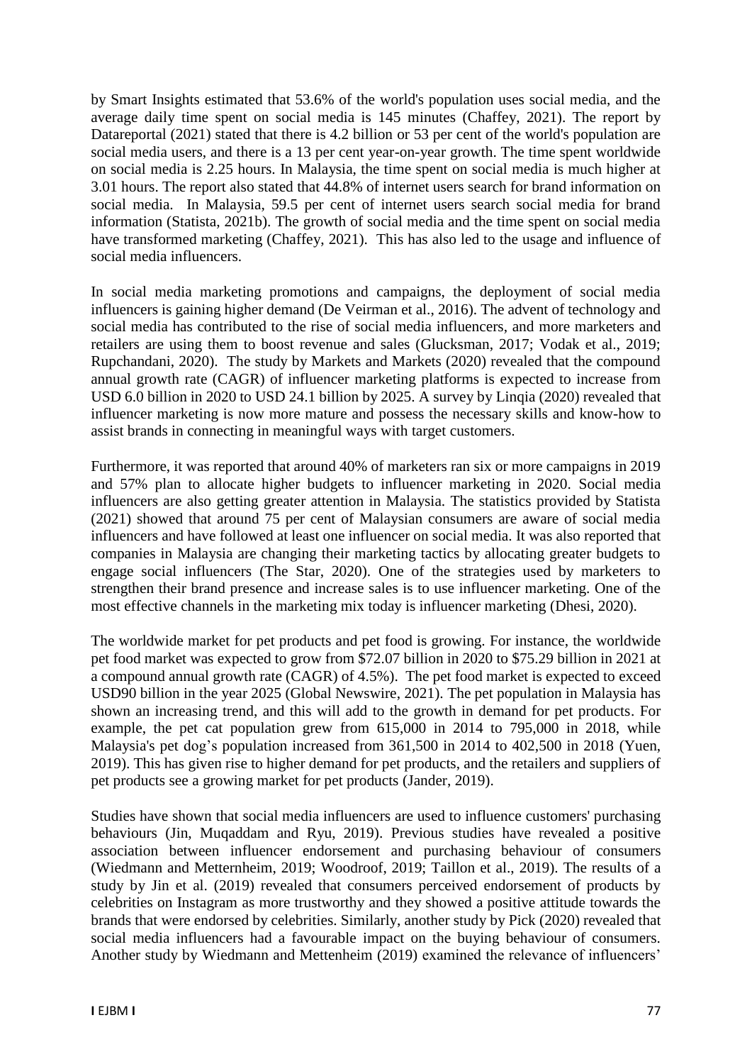by Smart Insights estimated that 53.6% of the world's population uses social media, and the average daily time spent on social media is 145 minutes (Chaffey, 2021). The report by Datareportal (2021) stated that there is 4.2 billion or 53 per cent of the world's population are social media users, and there is a 13 per cent year-on-year growth. The time spent worldwide on social media is 2.25 hours. In Malaysia, the time spent on social media is much higher at 3.01 hours. The report also stated that 44.8% of internet users search for brand information on social media. In Malaysia, 59.5 per cent of internet users search social media for brand information (Statista, 2021b). The growth of social media and the time spent on social media have transformed marketing (Chaffey, 2021). This has also led to the usage and influence of social media influencers.

In social media marketing promotions and campaigns, the deployment of social media influencers is gaining higher demand (De Veirman et al., 2016). The advent of technology and social media has contributed to the rise of social media influencers, and more marketers and retailers are using them to boost revenue and sales (Glucksman, 2017; Vodak et al., 2019; Rupchandani, 2020). The study by Markets and Markets (2020) revealed that the compound annual growth rate (CAGR) of influencer marketing platforms is expected to increase from USD 6.0 billion in 2020 to USD 24.1 billion by 2025. A survey by Linqia (2020) revealed that influencer marketing is now more mature and possess the necessary skills and know-how to assist brands in connecting in meaningful ways with target customers.

Furthermore, it was reported that around 40% of marketers ran six or more campaigns in 2019 and 57% plan to allocate higher budgets to influencer marketing in 2020. Social media influencers are also getting greater attention in Malaysia. The statistics provided by Statista (2021) showed that around 75 per cent of Malaysian consumers are aware of social media influencers and have followed at least one influencer on social media. It was also reported that companies in Malaysia are changing their marketing tactics by allocating greater budgets to engage social influencers (The Star, 2020). One of the strategies used by marketers to strengthen their brand presence and increase sales is to use influencer marketing. One of the most effective channels in the marketing mix today is influencer marketing (Dhesi, 2020).

The worldwide market for pet products and pet food is growing. For instance, the worldwide pet food market was expected to grow from $72.07 billion in 2020 to $75.29 billion in 2021 at a compound annual growth rate (CAGR) of 4.5%). The pet food market is expected to exceed USD90 billion in the year 2025 (Global Newswire, 2021). The pet population in Malaysia has shown an increasing trend, and this will add to the growth in demand for pet products. For example, the pet cat population grew from 615,000 in 2014 to 795,000 in 2018, while Malaysia's pet dog's population increased from 361,500 in 2014 to 402,500 in 2018 (Yuen, 2019). This has given rise to higher demand for pet products, and the retailers and suppliers of pet products see a growing market for pet products (Jander, 2019).

Studies have shown that social media influencers are used to influence customers' purchasing behaviours (Jin, Muqaddam and Ryu, 2019). Previous studies have revealed a positive association between influencer endorsement and purchasing behaviour of consumers (Wiedmann and Metternheim, 2019; Woodroof, 2019; Taillon et al., 2019). The results of a study by Jin et al. (2019) revealed that consumers perceived endorsement of products by celebrities on Instagram as more trustworthy and they showed a positive attitude towards the brands that were endorsed by celebrities. Similarly, another study by Pick (2020) revealed that social media influencers had a favourable impact on the buying behaviour of consumers. Another study by Wiedmann and Mettenheim (2019) examined the relevance of influencers'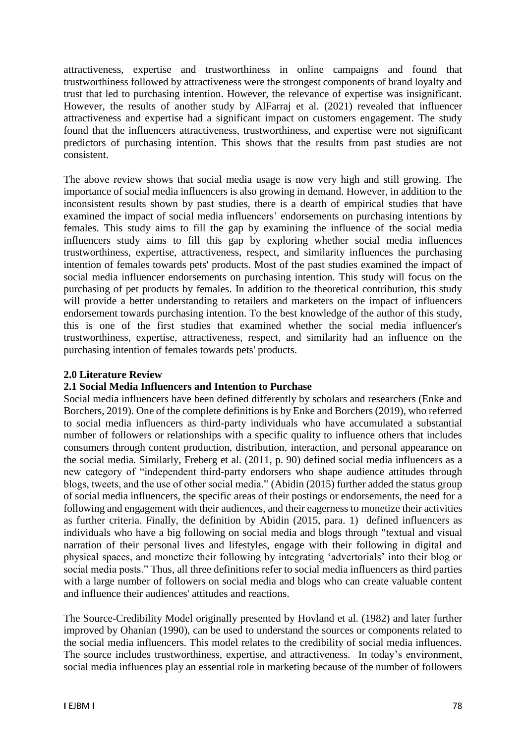attractiveness, expertise and trustworthiness in online campaigns and found that trustworthiness followed by attractiveness were the strongest components of brand loyalty and trust that led to purchasing intention. However, the relevance of expertise was insignificant. However, the results of another study by AlFarraj et al. (2021) revealed that influencer attractiveness and expertise had a significant impact on customers engagement. The study found that the influencers attractiveness, trustworthiness, and expertise were not significant predictors of purchasing intention. This shows that the results from past studies are not consistent.

The above review shows that social media usage is now very high and still growing. The importance of social media influencers is also growing in demand. However, in addition to the inconsistent results shown by past studies, there is a dearth of empirical studies that have examined the impact of social media influencers' endorsements on purchasing intentions by females. This study aims to fill the gap by examining the influence of the social media influencers study aims to fill this gap by exploring whether social media influences trustworthiness, expertise, attractiveness, respect, and similarity influences the purchasing intention of females towards pets' products. Most of the past studies examined the impact of social media influencer endorsements on purchasing intention. This study will focus on the purchasing of pet products by females. In addition to the theoretical contribution, this study will provide a better understanding to retailers and marketers on the impact of influencers endorsement towards purchasing intention. To the best knowledge of the author of this study, this is one of the first studies that examined whether the social media influencer's trustworthiness, expertise, attractiveness, respect, and similarity had an influence on the purchasing intention of females towards pets' products.

## 2.0 Literature Review

### 2.1 Social Media Influencers and Intention to Purchase

Social media influencers have been defined differently by scholars and researchers (Enke and Borchers, 2019). One of the complete definitions is by Enke and Borchers (2019), who referred to social media influencers as third-party individuals who have accumulated a substantial number of followers or relationships with a specific quality to influence others that includes consumers through content production, distribution, interaction, and personal appearance on the social media. Similarly, Freberg et al. (2011, p. 90) defined social media influencers as a new category of "independent third-party endorsers who shape audience attitudes through blogs, tweets, and the use of other social media." (Abidin (2015) further added the status group of social media influencers, the specific areas of their postings or endorsements, the need for a following and engagement with their audiences, and their eagerness to monetize their activities as further criteria. Finally, the definition by Abidin (2015, para. 1) defined influencers as individuals who have a big following on social media and blogs through "textual and visual narration of their personal lives and lifestyles, engage with their following in digital and physical spaces, and monetize their following by integrating 'advertorials' into their blog or social media posts." Thus, all three definitions refer to social media influencers as third parties with a large number of followers on social media and blogs who can create valuable content and influence their audiences' attitudes and reactions.

The Source-Credibility Model originally presented by Hovland et al. (1982) and later further improved by Ohanian (1990), can be used to understand the sources or components related to the social media influencers. This model relates to the credibility of social media influences. The source includes trustworthiness, expertise, and attractiveness. In today's environment, social media influences play an essential role in marketing because of the number of followers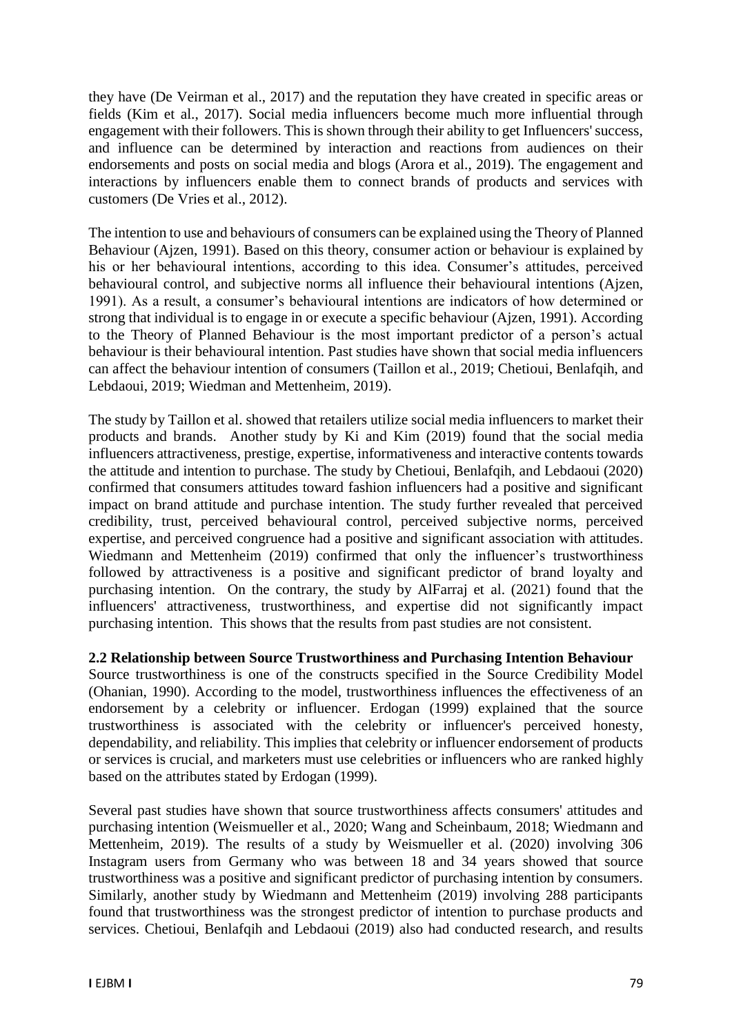they have (De Veirman et al., 2017) and the reputation they have created in specific areas or fields (Kim et al., 2017). Social media influencers become much more influential through engagement with their followers. This is shown through their ability to get Influencers' success, and influence can be determined by interaction and reactions from audiences on their endorsements and posts on social media and blogs (Arora et al., 2019). The engagement and interactions by influencers enable them to connect brands of products and services with customers (De Vries et al., 2012).

The intention to use and behaviours of consumers can be explained using the Theory of Planned Behaviour (Ajzen, 1991). Based on this theory, consumer action or behaviour is explained by his or her behavioural intentions, according to this idea. Consumer's attitudes, perceived behavioural control, and subjective norms all influence their behavioural intentions (Ajzen, 1991). As a result, a consumer's behavioural intentions are indicators of how determined or strong that individual is to engage in or execute a specific behaviour (Ajzen, 1991). According to the Theory of Planned Behaviour is the most important predictor of a person's actual behaviour is their behavioural intention. Past studies have shown that social media influencers can affect the behaviour intention of consumers (Taillon et al., 2019; Chetioui, Benlafqih, and Lebdaoui, 2019; Wiedman and Mettenheim, 2019).

The study by Taillon et al. showed that retailers utilize social media influencers to market their products and brands. Another study by Ki and Kim (2019) found that the social media influencers attractiveness, prestige, expertise, informativeness and interactive contents towards the attitude and intention to purchase. The study by Chetioui, Benlafqih, and Lebdaoui (2020) confirmed that consumers attitudes toward fashion influencers had a positive and significant impact on brand attitude and purchase intention. The study further revealed that perceived credibility, trust, perceived behavioural control, perceived subjective norms, perceived expertise, and perceived congruence had a positive and significant association with attitudes. Wiedmann and Mettenheim (2019) confirmed that only the influencer's trustworthiness followed by attractiveness is a positive and significant predictor of brand loyalty and purchasing intention. On the contrary, the study by AlFarraj et al. (2021) found that the influencers' attractiveness, trustworthiness, and expertise did not significantly impact purchasing intention. This shows that the results from past studies are not consistent.

### 2.2 Relationship between Source Trustworthiness and Purchasing Intention Behaviour

Source trustworthiness is one of the constructs specified in the Source Credibility Model (Ohanian, 1990). According to the model, trustworthiness influences the effectiveness of an endorsement by a celebrity or influencer. Erdogan (1999) explained that the source trustworthiness is associated with the celebrity or influencer's perceived honesty, dependability, and reliability. This implies that celebrity or influencer endorsement of products or services is crucial, and marketers must use celebrities or influencers who are ranked highly based on the attributes stated by Erdogan (1999).

Several past studies have shown that source trustworthiness affects consumers' attitudes and purchasing intention (Weismueller et al., 2020; Wang and Scheinbaum, 2018; Wiedmann and Mettenheim, 2019). The results of a study by Weismueller et al. (2020) involving 306 Instagram users from Germany who was between 18 and 34 years showed that source trustworthiness was a positive and significant predictor of purchasing intention by consumers. Similarly, another study by Wiedmann and Mettenheim (2019) involving 288 participants found that trustworthiness was the strongest predictor of intention to purchase products and services. Chetioui, Benlafqih and Lebdaoui (2019) also had conducted research, and results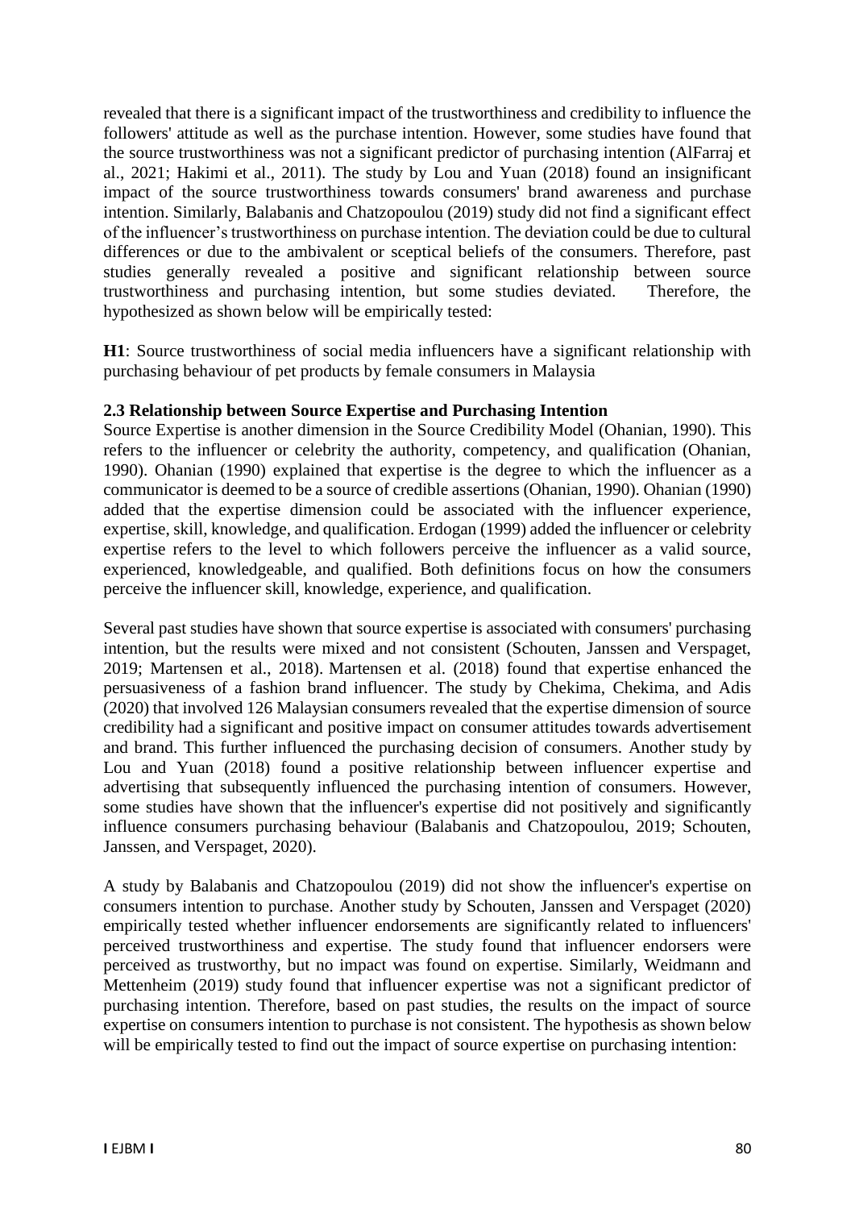revealed that there is a significant impact of the trustworthiness and credibility to influence the followers' attitude as well as the purchase intention. However, some studies have found that the source trustworthiness was not a significant predictor of purchasing intention (AlFarraj et al., 2021; Hakimi et al., 2011). The study by Lou and Yuan (2018) found an insignificant impact of the source trustworthiness towards consumers' brand awareness and purchase intention. Similarly, Balabanis and Chatzopoulou (2019) study did not find a significant effect of the influencer's trustworthiness on purchase intention. The deviation could be due to cultural differences or due to the ambivalent or sceptical beliefs of the consumers. Therefore, past studies generally revealed a positive and significant relationship between source trustworthiness and purchasing intention, but some studies deviated. Therefore, the hypothesized as shown below will be empirically tested:

**H1**: Source trustworthiness of social media influencers have a significant relationship with purchasing behaviour of pet products by female consumers in Malaysia

### 2.3 Relationship between Source Expertise and Purchasing Intention

Source Expertise is another dimension in the Source Credibility Model (Ohanian, 1990). This refers to the influencer or celebrity the authority, competency, and qualification (Ohanian, 1990). Ohanian (1990) explained that expertise is the degree to which the influencer as a communicator is deemed to be a source of credible assertions (Ohanian, 1990). Ohanian (1990) added that the expertise dimension could be associated with the influencer experience, expertise, skill, knowledge, and qualification. Erdogan (1999) added the influencer or celebrity expertise refers to the level to which followers perceive the influencer as a valid source, experienced, knowledgeable, and qualified. Both definitions focus on how the consumers perceive the influencer skill, knowledge, experience, and qualification.

Several past studies have shown that source expertise is associated with consumers' purchasing intention, but the results were mixed and not consistent (Schouten, Janssen and Verspaget, 2019; Martensen et al., 2018). Martensen et al. (2018) found that expertise enhanced the persuasiveness of a fashion brand influencer. The study by Chekima, Chekima, and Adis (2020) that involved 126 Malaysian consumers revealed that the expertise dimension of source credibility had a significant and positive impact on consumer attitudes towards advertisement and brand. This further influenced the purchasing decision of consumers. Another study by Lou and Yuan (2018) found a positive relationship between influencer expertise and advertising that subsequently influenced the purchasing intention of consumers. However, some studies have shown that the influencer's expertise did not positively and significantly influence consumers purchasing behaviour (Balabanis and Chatzopoulou, 2019; Schouten, Janssen, and Verspaget, 2020).

A study by Balabanis and Chatzopoulou (2019) did not show the influencer's expertise on consumers intention to purchase. Another study by Schouten, Janssen and Verspaget (2020) empirically tested whether influencer endorsements are significantly related to influencers' perceived trustworthiness and expertise. The study found that influencer endorsers were perceived as trustworthy, but no impact was found on expertise. Similarly, Weidmann and Mettenheim (2019) study found that influencer expertise was not a significant predictor of purchasing intention. Therefore, based on past studies, the results on the impact of source expertise on consumers intention to purchase is not consistent. The hypothesis as shown below will be empirically tested to find out the impact of source expertise on purchasing intention: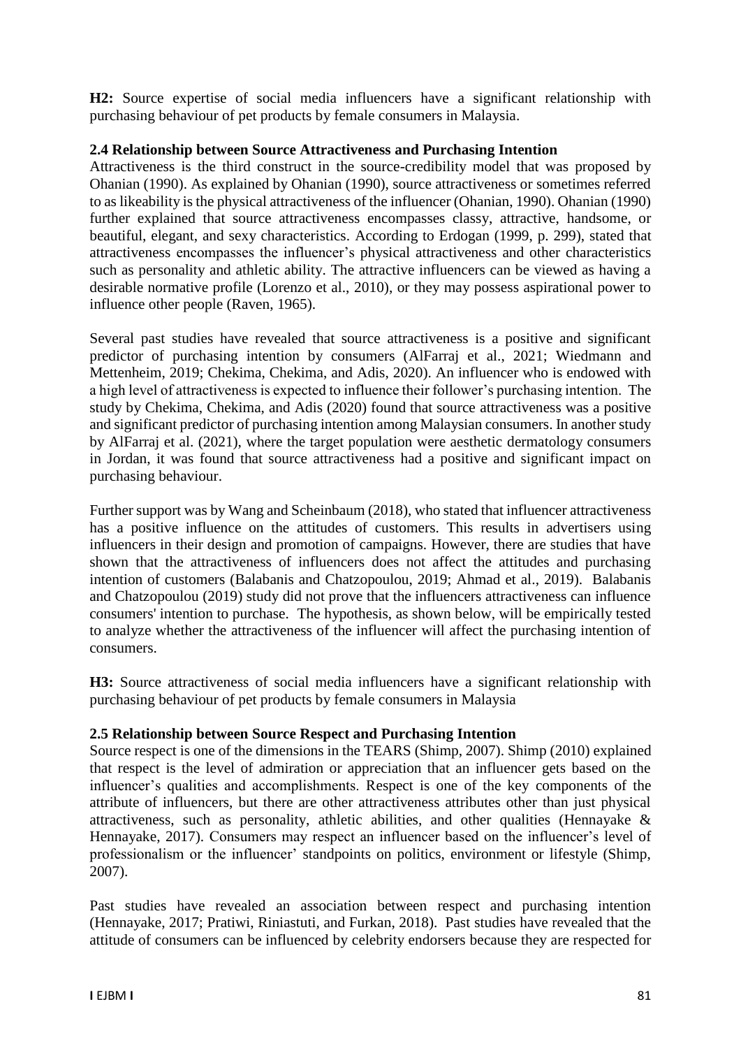**H2:** Source expertise of social media influencers have a significant relationship with purchasing behaviour of pet products by female consumers in Malaysia.

### 2.4 Relationship between Source Attractiveness and Purchasing Intention

Attractiveness is the third construct in the source-credibility model that was proposed by Ohanian (1990). As explained by Ohanian (1990), source attractiveness or sometimes referred to as likeability is the physical attractiveness of the influencer (Ohanian, 1990). Ohanian (1990) further explained that source attractiveness encompasses classy, attractive, handsome, or beautiful, elegant, and sexy characteristics. According to Erdogan (1999, p. 299), stated that attractiveness encompasses the influencer's physical attractiveness and other characteristics such as personality and athletic ability. The attractive influencers can be viewed as having a desirable normative profile (Lorenzo et al., 2010), or they may possess aspirational power to influence other people (Raven, 1965).

Several past studies have revealed that source attractiveness is a positive and significant predictor of purchasing intention by consumers (AlFarraj et al., 2021; Wiedmann and Mettenheim, 2019; Chekima, Chekima, and Adis, 2020). An influencer who is endowed with a high level of attractiveness is expected to influence their follower's purchasing intention. The study by Chekima, Chekima, and Adis (2020) found that source attractiveness was a positive and significant predictor of purchasing intention among Malaysian consumers. In another study by AlFarraj et al. (2021), where the target population were aesthetic dermatology consumers in Jordan, it was found that source attractiveness had a positive and significant impact on purchasing behaviour.

Further support was by Wang and Scheinbaum (2018), who stated that influencer attractiveness has a positive influence on the attitudes of customers. This results in advertisers using influencers in their design and promotion of campaigns. However, there are studies that have shown that the attractiveness of influencers does not affect the attitudes and purchasing intention of customers (Balabanis and Chatzopoulou, 2019; Ahmad et al., 2019). Balabanis and Chatzopoulou (2019) study did not prove that the influencers attractiveness can influence consumers' intention to purchase. The hypothesis, as shown below, will be empirically tested to analyze whether the attractiveness of the influencer will affect the purchasing intention of consumers.

**H3:** Source attractiveness of social media influencers have a significant relationship with purchasing behaviour of pet products by female consumers in Malaysia

### 2.5 Relationship between Source Respect and Purchasing Intention

Source respect is one of the dimensions in the TEARS (Shimp, 2007). Shimp (2010) explained that respect is the level of admiration or appreciation that an influencer gets based on the influencer's qualities and accomplishments. Respect is one of the key components of the attribute of influencers, but there are other attractiveness attributes other than just physical attractiveness, such as personality, athletic abilities, and other qualities (Hennayake & Hennayake, 2017). Consumers may respect an influencer based on the influencer's level of professionalism or the influencer' standpoints on politics, environment or lifestyle (Shimp, 2007).

Past studies have revealed an association between respect and purchasing intention (Hennayake, 2017; Pratiwi, Riniastuti, and Furkan, 2018). Past studies have revealed that the attitude of consumers can be influenced by celebrity endorsers because they are respected for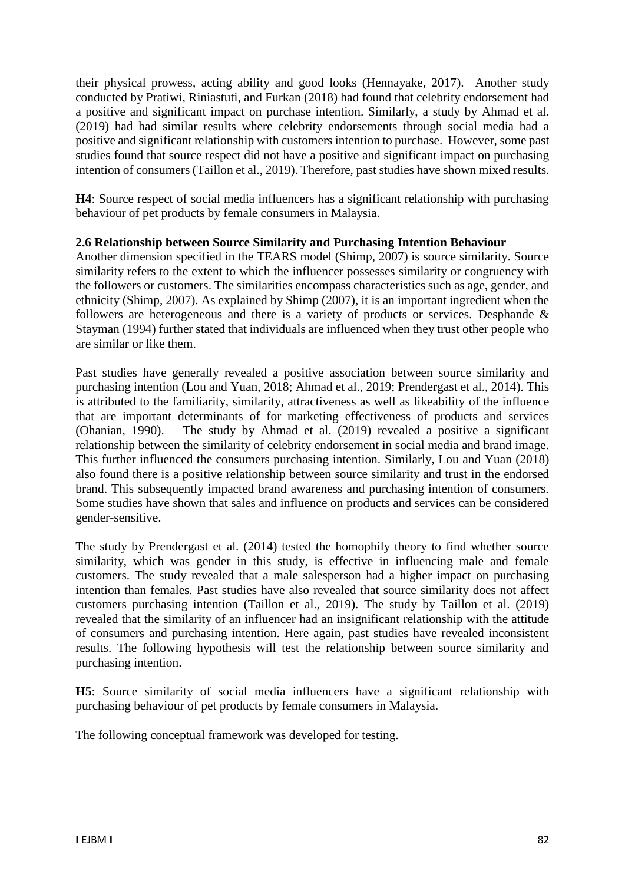their physical prowess, acting ability and good looks (Hennayake, 2017). Another study conducted by Pratiwi, Riniastuti, and Furkan (2018) had found that celebrity endorsement had a positive and significant impact on purchase intention. Similarly, a study by Ahmad et al. (2019) had had similar results where celebrity endorsements through social media had a positive and significant relationship with customers intention to purchase. However, some past studies found that source respect did not have a positive and significant impact on purchasing intention of consumers (Taillon et al., 2019). Therefore, past studies have shown mixed results.

**H4**: Source respect of social media influencers has a significant relationship with purchasing behaviour of pet products by female consumers in Malaysia.

### 2.6 Relationship between Source Similarity and Purchasing Intention Behaviour

Another dimension specified in the TEARS model (Shimp, 2007) is source similarity. Source similarity refers to the extent to which the influencer possesses similarity or congruency with the followers or customers. The similarities encompass characteristics such as age, gender, and ethnicity (Shimp, 2007). As explained by Shimp (2007), it is an important ingredient when the followers are heterogeneous and there is a variety of products or services. Desphande & Stayman (1994) further stated that individuals are influenced when they trust other people who are similar or like them.

Past studies have generally revealed a positive association between source similarity and purchasing intention (Lou and Yuan, 2018; Ahmad et al., 2019; Prendergast et al., 2014). This is attributed to the familiarity, similarity, attractiveness as well as likeability of the influence that are important determinants of for marketing effectiveness of products and services (Ohanian, 1990). The study by Ahmad et al. (2019) revealed a positive a significant relationship between the similarity of celebrity endorsement in social media and brand image. This further influenced the consumers purchasing intention. Similarly, Lou and Yuan (2018) also found there is a positive relationship between source similarity and trust in the endorsed brand. This subsequently impacted brand awareness and purchasing intention of consumers. Some studies have shown that sales and influence on products and services can be considered gender-sensitive.

The study by Prendergast et al. (2014) tested the homophily theory to find whether source similarity, which was gender in this study, is effective in influencing male and female customers. The study revealed that a male salesperson had a higher impact on purchasing intention than females. Past studies have also revealed that source similarity does not affect customers purchasing intention (Taillon et al., 2019). The study by Taillon et al. (2019) revealed that the similarity of an influencer had an insignificant relationship with the attitude of consumers and purchasing intention. Here again, past studies have revealed inconsistent results. The following hypothesis will test the relationship between source similarity and purchasing intention.

**H5**: Source similarity of social media influencers have a significant relationship with purchasing behaviour of pet products by female consumers in Malaysia.

The following conceptual framework was developed for testing.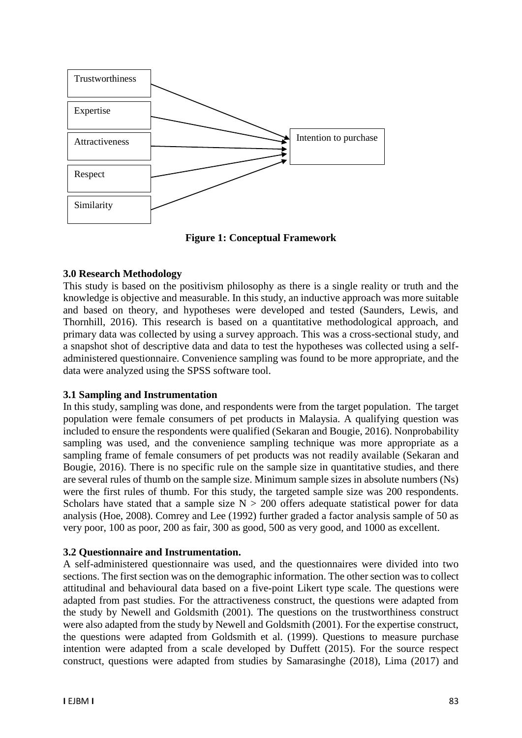Trustworthiness

Expertise

Attractiveness

Respect

Similarity

Intention to purchase

**Figure 1: Conceptual Framework**

**3.0 Research Methodology**

This study is based on the positivism philosophy as there is a single reality or truth and the knowledge is objective and measurable. In this study, an inductive approach was more suitable and based on theory, and hypotheses were developed and tested (Saunders, Lewis, and Thornhill, 2016). This research is based on a quantitative methodological approach, and primary data was collected by using a survey approach. This was a cross-sectional study, and a snapshot shot of descriptive data and data to test the hypotheses was collected using a self-administered questionnaire. Convenience sampling was found to be more appropriate, and the data were analyzed using the SPSS software tool.

**3.1 Sampling and Instrumentation**

In this study, sampling was done, and respondents were from the target population. The target population were female consumers of pet products in Malaysia. A qualifying question was included to ensure the respondents were qualified (Sekaran and Bougie, 2016). Nonprobability sampling was used, and the convenience sampling technique was more appropriate as a sampling frame of female consumers of pet products was not readily available (Sekaran and Bougie, 2016). There is no specific rule on the sample size in quantitative studies, and there are several rules of thumb on the sample size. Minimum sample sizes in absolute numbers (Ns) were the first rules of thumb. For this study, the targeted sample size was 200 respondents. Scholars have stated that a sample size $N > 200$ offers adequate statistical power for data analysis (Hoe, 2008). Comrey and Lee (1992) further graded a factor analysis sample of 50 as very poor, 100 as poor, 200 as fair, 300 as good, 500 as very good, and 1000 as excellent.

**3.2 Questionnaire and Instrumentation.**

A self-administered questionnaire was used, and the questionnaires were divided into two sections. The first section was on the demographic information. The other section was to collect attitudinal and behavioural data based on a five-point Likert type scale. The questions were adapted from past studies. For the attractiveness construct, the questions were adapted from the study by Newell and Goldsmith (2001). The questions on the trustworthiness construct were also adapted from the study by Newell and Goldsmith (2001). For the expertise construct, the questions were adapted from Goldsmith et al. (1999). Questions to measure purchase intention were adapted from a scale developed by Duffett (2015). For the source respect construct, questions were adapted from studies by Samarasinghe (2018), Lima (2017) and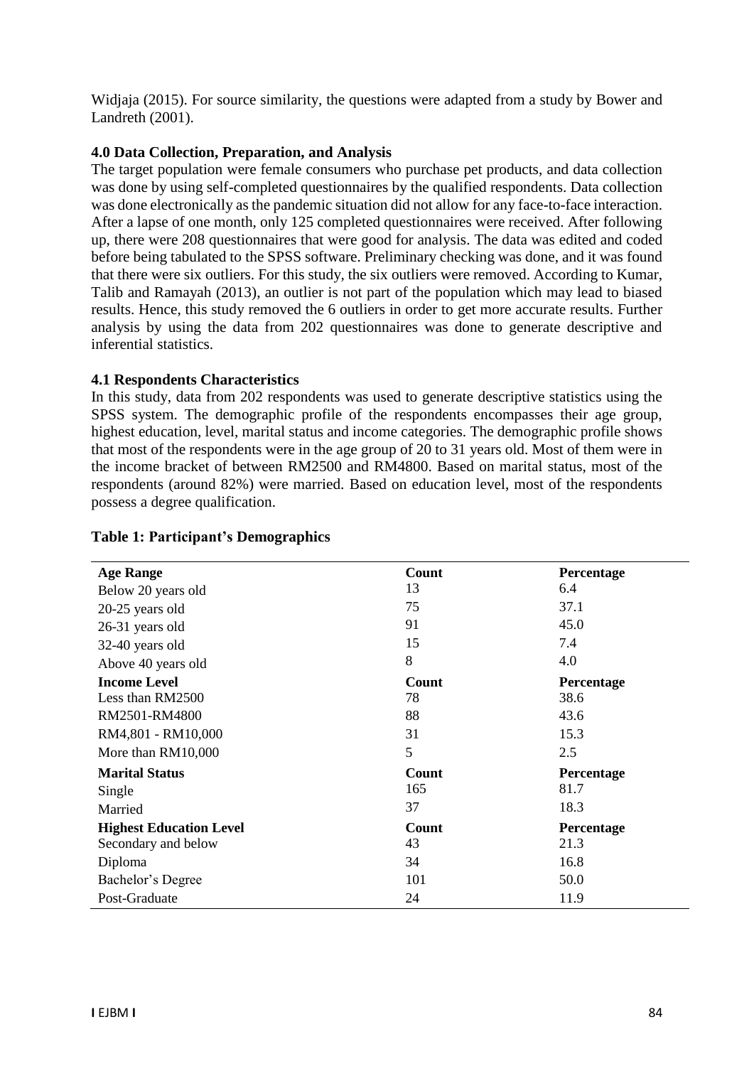Widjaja (2015). For source similarity, the questions were adapted from a study by Bower and Landreth (2001).

### 4.0 Data Collection, Preparation, and Analysis

The target population were female consumers who purchase pet products, and data collection was done by using self-completed questionnaires by the qualified respondents. Data collection was done electronically as the pandemic situation did not allow for any face-to-face interaction. After a lapse of one month, only 125 completed questionnaires were received. After following up, there were 208 questionnaires that were good for analysis. The data was edited and coded before being tabulated to the SPSS software. Preliminary checking was done, and it was found that there were six outliers. For this study, the six outliers were removed. According to Kumar, Talib and Ramayah (2013), an outlier is not part of the population which may lead to biased results. Hence, this study removed the 6 outliers in order to get more accurate results. Further analysis by using the data from 202 questionnaires was done to generate descriptive and inferential statistics.

### 4.1 Respondents Characteristics

In this study, data from 202 respondents was used to generate descriptive statistics using the SPSS system. The demographic profile of the respondents encompasses their age group, highest education, level, marital status and income categories. The demographic profile shows that most of the respondents were in the age group of 20 to 31 years old. Most of them were in the income bracket of between RM2500 and RM4800. Based on marital status, most of the respondents (around 82%) were married. Based on education level, most of the respondents possess a degree qualification.

**Table 1: Participant's Demographics**

| **Age Range** | **Count** | **Percentage** |
|---|---|---|
| Below 20 years old | 13 | 6.4 |
| 20-25 years old | 75 | 37.1 |
| 26-31 years old | 91 | 45.0 |
| 32-40 years old | 15 | 7.4 |
| Above 40 years old | 8 | 4.0 |
| **Income Level** | **Count** | **Percentage** |
| Less than RM2500 | 78 | 38.6 |
| RM2501-RM4800 | 88 | 43.6 |
| RM4,801 - RM10,000 | 31 | 15.3 |
| More than RM10,000 | 5 | 2.5 |
| **Marital Status** | **Count** | **Percentage** |
| Single | 165 | 81.7 |
| Married | 37 | 18.3 |
| **Highest Education Level** | **Count** | **Percentage** |
| Secondary and below | 43 | 21.3 |
| Diploma | 34 | 16.8 |
| Bachelor's Degree | 101 | 50.0 |
| Post-Graduate | 24 | 11.9 |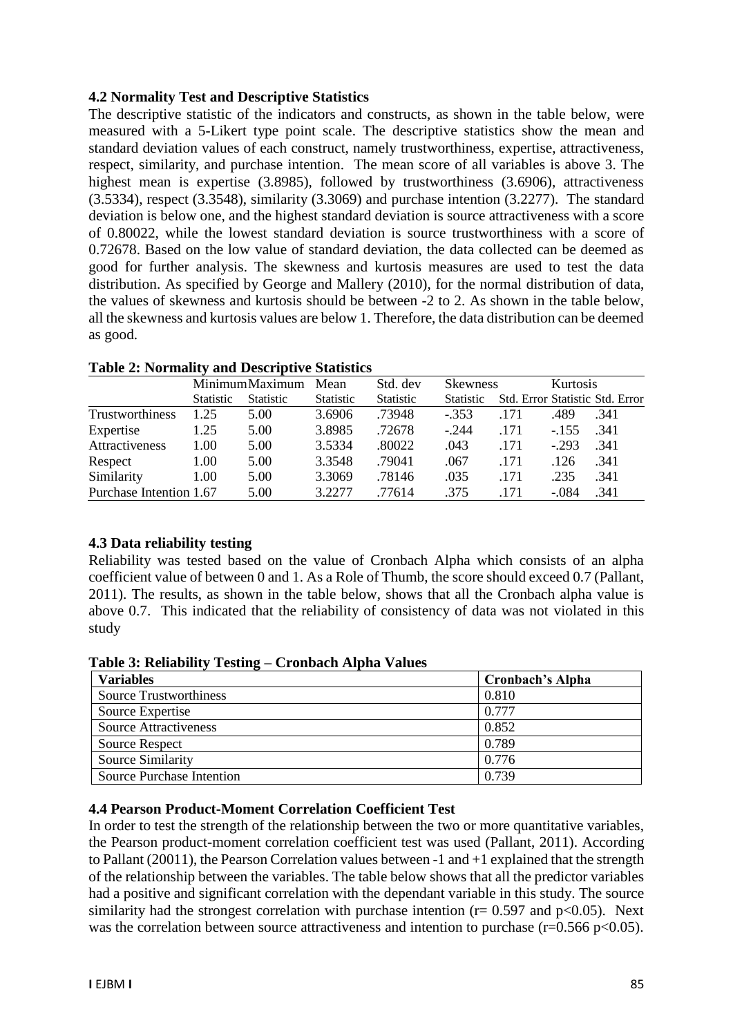### 4.2 Normality Test and Descriptive Statistics

The descriptive statistic of the indicators and constructs, as shown in the table below, were measured with a 5-Likert type point scale. The descriptive statistics show the mean and standard deviation values of each construct, namely trustworthiness, expertise, attractiveness, respect, similarity, and purchase intention. The mean score of all variables is above 3. The highest mean is expertise (3.8985), followed by trustworthiness (3.6906), attractiveness (3.5334), respect (3.3548), similarity (3.3069) and purchase intention (3.2277). The standard deviation is below one, and the highest standard deviation is source attractiveness with a score of 0.80022, while the lowest standard deviation is source trustworthiness with a score of 0.72678. Based on the low value of standard deviation, the data collected can be deemed as good for further analysis. The skewness and kurtosis measures are used to test the data distribution. As specified by George and Mallery (2010), for the normal distribution of data, the values of skewness and kurtosis should be between -2 to 2. As shown in the table below, all the skewness and kurtosis values are below 1. Therefore, the data distribution can be deemed as good.

**Table 2: Normality and Descriptive Statistics**

| | Minimum | Maximum | Mean | Std. dev | Skewness | | Kurtosis | |
|---|---|---|---|---|---|---|---|---|
| | Statistic | Statistic | Statistic | Statistic | Statistic | Std. Error | Statistic | Std. Error |
| Trustworthiness | 1.25 | 5.00 | 3.6906 | .73948 | -.353 | .171 | .489 | .341 |
| Expertise | 1.25 | 5.00 | 3.8985 | .72678 | -.244 | .171 | -.155 | .341 |
| Attractiveness | 1.00 | 5.00 | 3.5334 | .80022 | .043 | .171 | -.293 | .341 |
| Respect | 1.00 | 5.00 | 3.3548 | .79041 | .067 | .171 | .126 | .341 |
| Similarity | 1.00 | 5.00 | 3.3069 | .78146 | .035 | .171 | .235 | .341 |
| Purchase Intention | 1.67 | 5.00 | 3.2277 | .77614 | .375 | .171 | -.084 | .341 |

### 4.3 Data reliability testing

Reliability was tested based on the value of Cronbach Alpha which consists of an alpha coefficient value of between 0 and 1. As a Role of Thumb, the score should exceed 0.7 (Pallant, 2011). The results, as shown in the table below, shows that all the Cronbach alpha value is above 0.7. This indicated that the reliability of consistency of data was not violated in this study

**Table 3: Reliability Testing – Cronbach Alpha Values**

| Variables | Cronbach's Alpha |
|---|---|
| Source Trustworthiness | 0.810 |
| Source Expertise | 0.777 |
| Source Attractiveness | 0.852 |
| Source Respect | 0.789 |
| Source Similarity | 0.776 |
| Source Purchase Intention | 0.739 |

### 4.4 Pearson Product-Moment Correlation Coefficient Test

In order to test the strength of the relationship between the two or more quantitative variables, the Pearson product-moment correlation coefficient test was used (Pallant, 2011). According to Pallant (20011), the Pearson Correlation values between -1 and +1 explained that the strength of the relationship between the variables. The table below shows that all the predictor variables had a positive and significant correlation with the dependant variable in this study. The source similarity had the strongest correlation with purchase intention ($r = 0.597$ and $p<0.05$). Next was the correlation between source attractiveness and intention to purchase ($r=0.566$ $p<0.05$).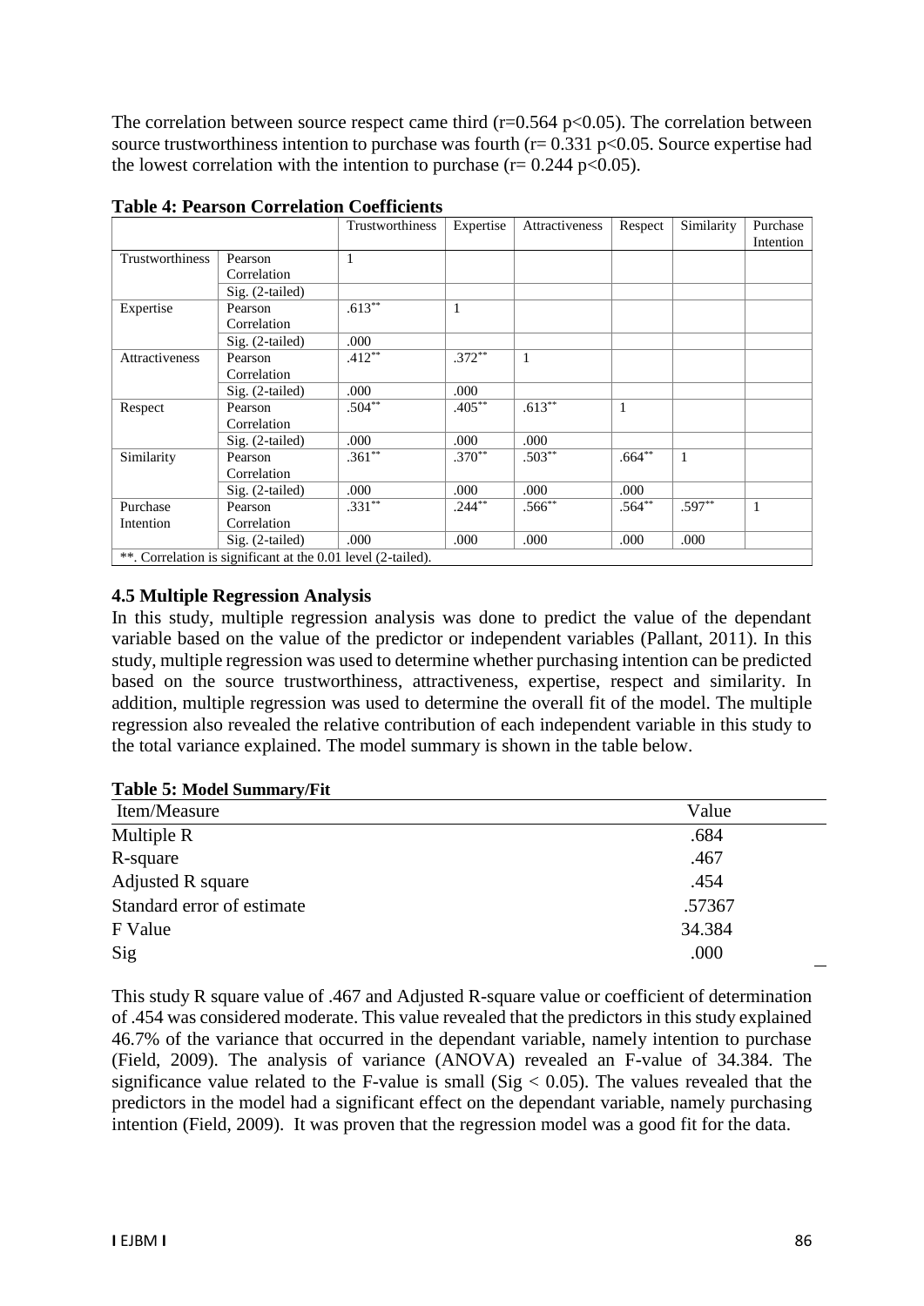The correlation between source respect came third ($r=0.564$ $p<0.05$). The correlation between source trustworthiness intention to purchase was fourth ($r= 0.331$ $p<0.05$. Source expertise had the lowest correlation with the intention to purchase ($r= 0.244$ $p<0.05$).

**Table 4: Pearson Correlation Coefficients**

| | | Trustworthiness | Expertise | Attractiveness | Respect | Similarity | Purchase Intention |
|---|---|---|---|---|---|---|---|
| Trustworthiness | Pearson Correlation | 1 | | | | | |
| | Sig. (2-tailed) | | | | | | |
| Expertise | Pearson Correlation | .613** | 1 | | | | |
| | Sig. (2-tailed) | .000 | | | | | |
| Attractiveness | Pearson Correlation | .412** | .372** | 1 | | | |
| | Sig. (2-tailed) | .000 | .000 | | | | |
| Respect | Pearson Correlation | .504** | .405** | .613** | 1 | | |
| | Sig. (2-tailed) | .000 | .000 | .000 | | | |
| Similarity | Pearson Correlation | .361** | .370** | .503** | .664** | 1 | |
| | Sig. (2-tailed) | .000 | .000 | .000 | .000 | | |
| Purchase Intention | Pearson Correlation | .331** | .244** | .566** | .564** | .597** | 1 |
| | Sig. (2-tailed) | .000 | .000 | .000 | .000 | .000 | |

**. Correlation is significant at the 0.01 level (2-tailed).

### 4.5 Multiple Regression Analysis

In this study, multiple regression analysis was done to predict the value of the dependant variable based on the value of the predictor or independent variables (Pallant, 2011). In this study, multiple regression was used to determine whether purchasing intention can be predicted based on the source trustworthiness, attractiveness, expertise, respect and similarity. In addition, multiple regression was used to determine the overall fit of the model. The multiple regression also revealed the relative contribution of each independent variable in this study to the total variance explained. The model summary is shown in the table below.

**Table 5: Model Summary/Fit**

| Item/Measure | Value |
|---|---|
| Multiple R | .684 |
| R-square | .467 |
| Adjusted R square | .454 |
| Standard error of estimate | .57367 |
| F Value | 34.384 |
| Sig | .000 |

This study R square value of .467 and Adjusted R-square value or coefficient of determination of .454 was considered moderate. This value revealed that the predictors in this study explained 46.7% of the variance that occurred in the dependant variable, namely intention to purchase (Field, 2009). The analysis of variance (ANOVA) revealed an F-value of 34.384. The significance value related to the F-value is small (Sig $< 0.05$). The values revealed that the predictors in the model had a significant effect on the dependant variable, namely purchasing intention (Field, 2009). It was proven that the regression model was a good fit for the data.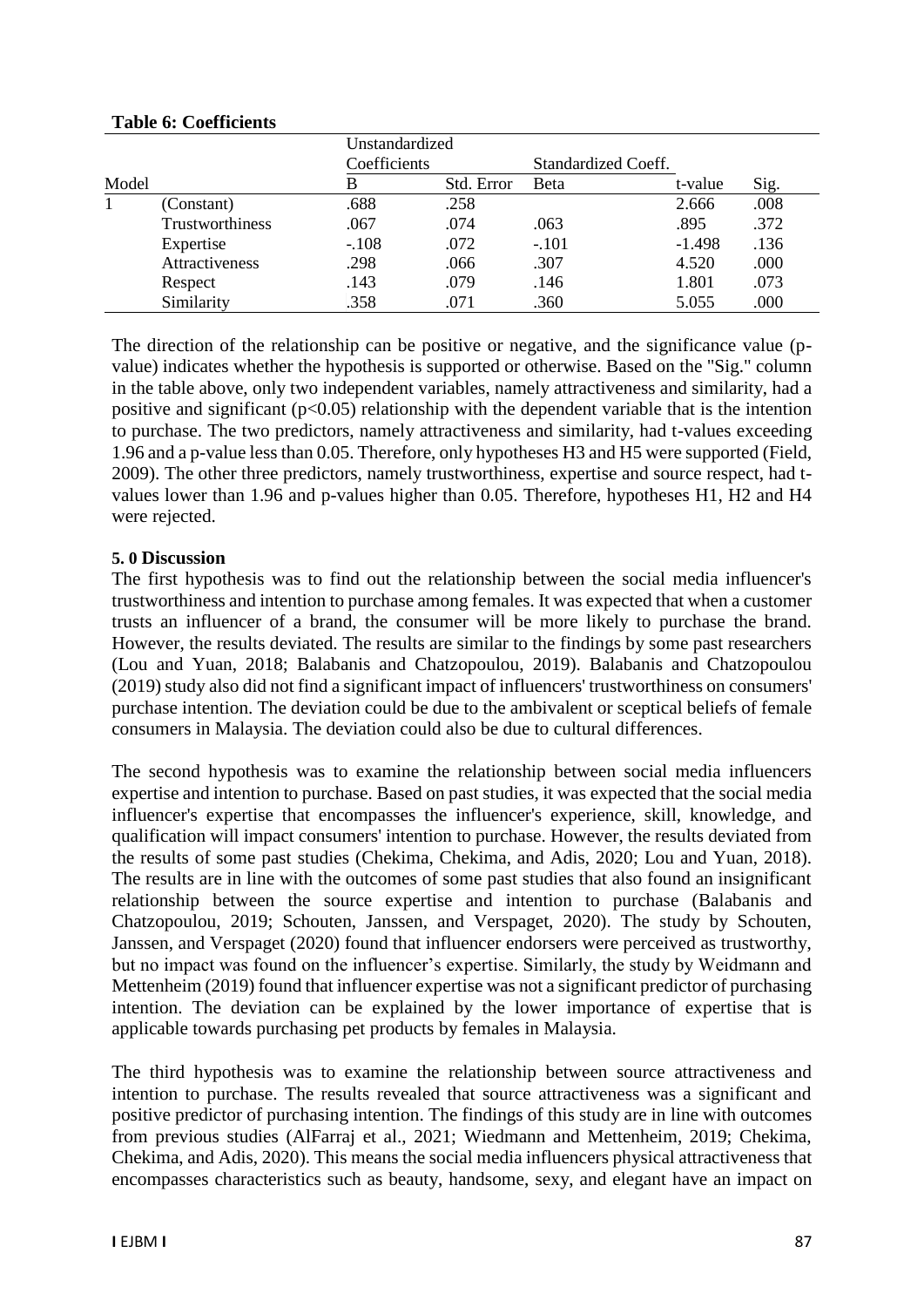**Table 6: Coefficients**

| Model | | Unstandardized Coefficients | | Standardized Coeff. | | |
|---|---|---|---|---|---|---|
| | | B | Std. Error | Beta | t-value | Sig. |
| 1 | (Constant) | .688 | .258 | | 2.666 | .008 |
| | Trustworthiness | .067 | .074 | .063 | .895 | .372 |
| | Expertise | -.108 | .072 | -.101 | -1.498 | .136 |
| | Attractiveness | .298 | .066 | .307 | 4.520 | .000 |
| | Respect | .143 | .079 | .146 | 1.801 | .073 |
| | Similarity | .358 | .071 | .360 | 5.055 | .000 |

The direction of the relationship can be positive or negative, and the significance value (p-value) indicates whether the hypothesis is supported or otherwise. Based on the "Sig." column in the table above, only two independent variables, namely attractiveness and similarity, had a positive and significant ($p<0.05$) relationship with the dependent variable that is the intention to purchase. The two predictors, namely attractiveness and similarity, had t-values exceeding 1.96 and a p-value less than 0.05. Therefore, only hypotheses H3 and H5 were supported (Field, 2009). The other three predictors, namely trustworthiness, expertise and source respect, had t-values lower than 1.96 and p-values higher than 0.05. Therefore, hypotheses H1, H2 and H4 were rejected.

## 5. 0 Discussion

The first hypothesis was to find out the relationship between the social media influencer's trustworthiness and intention to purchase among females. It was expected that when a customer trusts an influencer of a brand, the consumer will be more likely to purchase the brand. However, the results deviated. The results are similar to the findings by some past researchers (Lou and Yuan, 2018; Balabanis and Chatzopoulou, 2019). Balabanis and Chatzopoulou (2019) study also did not find a significant impact of influencers' trustworthiness on consumers' purchase intention. The deviation could be due to the ambivalent or sceptical beliefs of female consumers in Malaysia. The deviation could also be due to cultural differences.

The second hypothesis was to examine the relationship between social media influencers expertise and intention to purchase. Based on past studies, it was expected that the social media influencer's expertise that encompasses the influencer's experience, skill, knowledge, and qualification will impact consumers' intention to purchase. However, the results deviated from the results of some past studies (Chekima, Chekima, and Adis, 2020; Lou and Yuan, 2018). The results are in line with the outcomes of some past studies that also found an insignificant relationship between the source expertise and intention to purchase (Balabanis and Chatzopoulou, 2019; Schouten, Janssen, and Verspaget, 2020). The study by Schouten, Janssen, and Verspaget (2020) found that influencer endorsers were perceived as trustworthy, but no impact was found on the influencer's expertise. Similarly, the study by Weidmann and Mettenheim (2019) found that influencer expertise was not a significant predictor of purchasing intention. The deviation can be explained by the lower importance of expertise that is applicable towards purchasing pet products by females in Malaysia.

The third hypothesis was to examine the relationship between source attractiveness and intention to purchase. The results revealed that source attractiveness was a significant and positive predictor of purchasing intention. The findings of this study are in line with outcomes from previous studies (AlFarraj et al., 2021; Wiedmann and Mettenheim, 2019; Chekima, Chekima, and Adis, 2020). This means the social media influencers physical attractiveness that encompasses characteristics such as beauty, handsome, sexy, and elegant have an impact on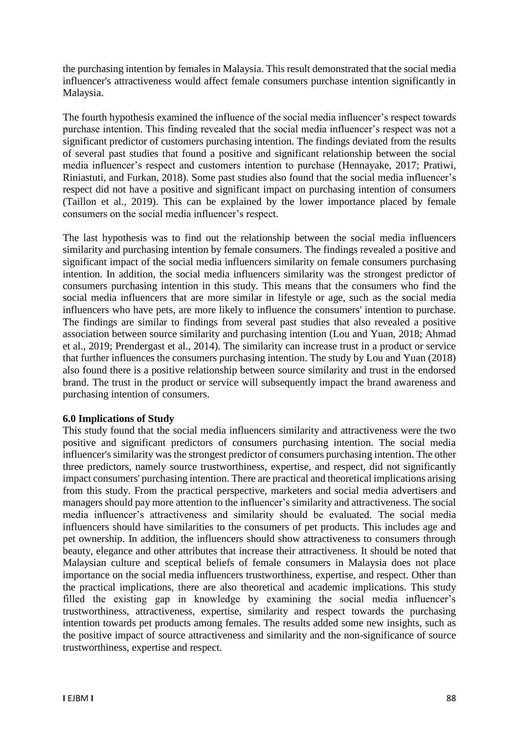the purchasing intention by females in Malaysia. This result demonstrated that the social media influencer's attractiveness would affect female consumers purchase intention significantly in Malaysia.

The fourth hypothesis examined the influence of the social media influencer's respect towards purchase intention. This finding revealed that the social media influencer's respect was not a significant predictor of customers purchasing intention. The findings deviated from the results of several past studies that found a positive and significant relationship between the social media influencer's respect and customers intention to purchase (Hennayake, 2017; Pratiwi, Riniastuti, and Furkan, 2018). Some past studies also found that the social media influencer's respect did not have a positive and significant impact on purchasing intention of consumers (Taillon et al., 2019). This can be explained by the lower importance placed by female consumers on the social media influencer's respect.

The last hypothesis was to find out the relationship between the social media influencers similarity and purchasing intention by female consumers. The findings revealed a positive and significant impact of the social media influencers similarity on female consumers purchasing intention. In addition, the social media influencers similarity was the strongest predictor of consumers purchasing intention in this study. This means that the consumers who find the social media influencers that are more similar in lifestyle or age, such as the social media influencers who have pets, are more likely to influence the consumers' intention to purchase. The findings are similar to findings from several past studies that also revealed a positive association between source similarity and purchasing intention (Lou and Yuan, 2018; Ahmad et al., 2019; Prendergast et al., 2014). The similarity can increase trust in a product or service that further influences the consumers purchasing intention. The study by Lou and Yuan (2018) also found there is a positive relationship between source similarity and trust in the endorsed brand. The trust in the product or service will subsequently impact the brand awareness and purchasing intention of consumers.

## 6.0 Implications of Study

This study found that the social media influencers similarity and attractiveness were the two positive and significant predictors of consumers purchasing intention. The social media influencer's similarity was the strongest predictor of consumers purchasing intention. The other three predictors, namely source trustworthiness, expertise, and respect, did not significantly impact consumers' purchasing intention. There are practical and theoretical implications arising from this study. From the practical perspective, marketers and social media advertisers and managers should pay more attention to the influencer's similarity and attractiveness. The social media influencer's attractiveness and similarity should be evaluated. The social media influencers should have similarities to the consumers of pet products. This includes age and pet ownership. In addition, the influencers should show attractiveness to consumers through beauty, elegance and other attributes that increase their attractiveness. It should be noted that Malaysian culture and sceptical beliefs of female consumers in Malaysia does not place importance on the social media influencers trustworthiness, expertise, and respect. Other than the practical implications, there are also theoretical and academic implications. This study filled the existing gap in knowledge by examining the social media influencer's trustworthiness, attractiveness, expertise, similarity and respect towards the purchasing intention towards pet products among females. The results added some new insights, such as the positive impact of source attractiveness and similarity and the non-significance of source trustworthiness, expertise and respect.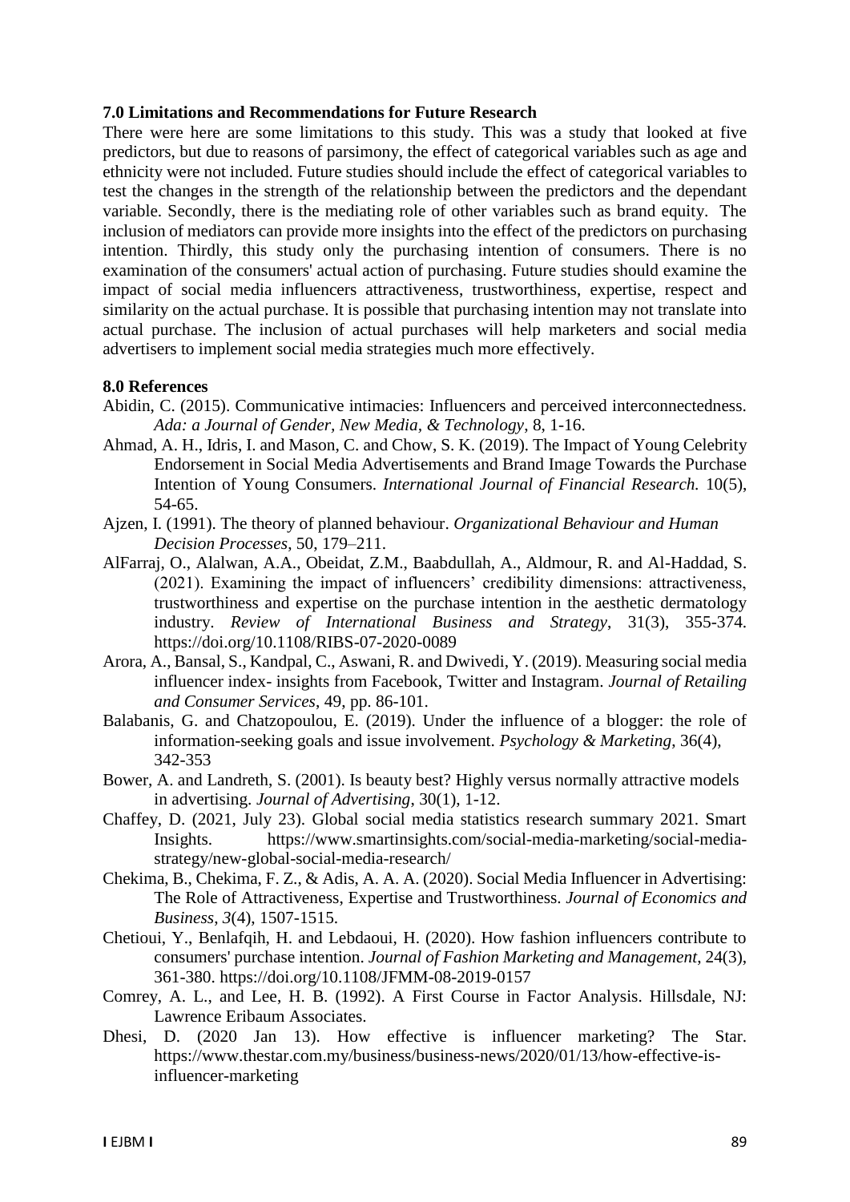## 7.0 Limitations and Recommendations for Future Research

There were here are some limitations to this study. This was a study that looked at five predictors, but due to reasons of parsimony, the effect of categorical variables such as age and ethnicity were not included. Future studies should include the effect of categorical variables to test the changes in the strength of the relationship between the predictors and the dependant variable. Secondly, there is the mediating role of other variables such as brand equity. The inclusion of mediators can provide more insights into the effect of the predictors on purchasing intention. Thirdly, this study only the purchasing intention of consumers. There is no examination of the consumers' actual action of purchasing. Future studies should examine the impact of social media influencers attractiveness, trustworthiness, expertise, respect and similarity on the actual purchase. It is possible that purchasing intention may not translate into actual purchase. The inclusion of actual purchases will help marketers and social media advertisers to implement social media strategies much more effectively.

## 8.0 References

Abidin, C. (2015). Communicative intimacies: Influencers and perceived interconnectedness. *Ada: a Journal of Gender, New Media, & Technology*, 8, 1-16.

Ahmad, A. H., Idris, I. and Mason, C. and Chow, S. K. (2019). The Impact of Young Celebrity Endorsement in Social Media Advertisements and Brand Image Towards the Purchase Intention of Young Consumers. *International Journal of Financial Research.* 10(5), 54-65.

Ajzen, I. (1991). The theory of planned behaviour. *Organizational Behaviour and Human Decision Processes*, 50, 179–211.

AlFarraj, O., Alalwan, A.A., Obeidat, Z.M., Baabdullah, A., Aldmour, R. and Al-Haddad, S. (2021). Examining the impact of influencers' credibility dimensions: attractiveness, trustworthiness and expertise on the purchase intention in the aesthetic dermatology industry. *Review of International Business and Strategy*, 31(3), 355-374. https://doi.org/10.1108/RIBS-07-2020-0089

Arora, A., Bansal, S., Kandpal, C., Aswani, R. and Dwivedi, Y. (2019). Measuring social media influencer index- insights from Facebook, Twitter and Instagram. *Journal of Retailing and Consumer Services*, 49, pp. 86-101.

Balabanis, G. and Chatzopoulou, E. (2019). Under the influence of a blogger: the role of information-seeking goals and issue involvement. *Psychology & Marketing*, 36(4), 342-353

Bower, A. and Landreth, S. (2001). Is beauty best? Highly versus normally attractive models in advertising. *Journal of Advertising*, 30(1), 1-12.

Chaffey, D. (2021, July 23). Global social media statistics research summary 2021. Smart Insights. https://www.smartinsights.com/social-media-marketing/social-media-strategy/new-global-social-media-research/

Chekima, B., Chekima, F. Z., & Adis, A. A. A. (2020). Social Media Influencer in Advertising: The Role of Attractiveness, Expertise and Trustworthiness. *Journal of Economics and Business*, *3*(4), 1507-1515.

Chetioui, Y., Benlafqih, H. and Lebdaoui, H. (2020). How fashion influencers contribute to consumers' purchase intention. *Journal of Fashion Marketing and Management*, 24(3), 361-380. https://doi.org/10.1108/JFMM-08-2019-0157

Comrey, A. L., and Lee, H. B. (1992). A First Course in Factor Analysis. Hillsdale, NJ: Lawrence Eribaum Associates.

Dhesi, D. (2020 Jan 13). How effective is influencer marketing? The Star. https://www.thestar.com.my/business/business-news/2020/01/13/how-effective-is-influencer-marketing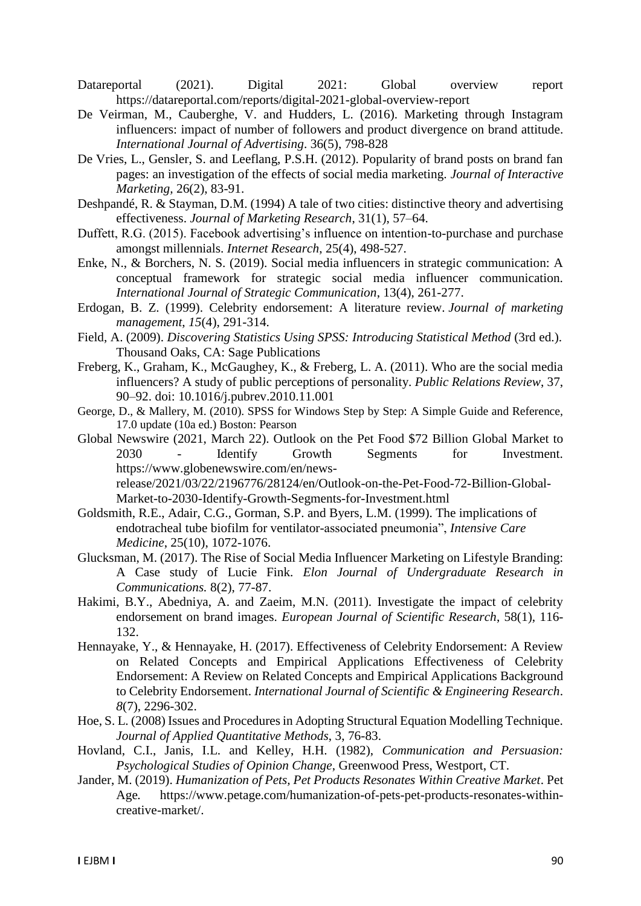Datareportal (2021). Digital 2021: Global overview report https://datareportal.com/reports/digital-2021-global-overview-report

De Veirman, M., Cauberghe, V. and Hudders, L. (2016). Marketing through Instagram influencers: impact of number of followers and product divergence on brand attitude. *International Journal of Advertising*. 36(5), 798-828

De Vries, L., Gensler, S. and Leeflang, P.S.H. (2012). Popularity of brand posts on brand fan pages: an investigation of the effects of social media marketing. *Journal of Interactive Marketing*, 26(2), 83-91.

Deshpandé, R. & Stayman, D.M. (1994) A tale of two cities: distinctive theory and advertising effectiveness. *Journal of Marketing Research*, 31(1), 57–64.

Duffett, R.G. (2015). Facebook advertising's influence on intention-to-purchase and purchase amongst millennials. *Internet Research*, 25(4), 498-527.

Enke, N., & Borchers, N. S. (2019). Social media influencers in strategic communication: A conceptual framework for strategic social media influencer communication. *International Journal of Strategic Communication*, 13(4), 261-277.

Erdogan, B. Z. (1999). Celebrity endorsement: A literature review. *Journal of marketing management*, *15*(4), 291-314.

Field, A. (2009). *Discovering Statistics Using SPSS: Introducing Statistical Method* (3rd ed.). Thousand Oaks, CA: Sage Publications

Freberg, K., Graham, K., McGaughey, K., & Freberg, L. A. (2011). Who are the social media influencers? A study of public perceptions of personality. *Public Relations Review*, 37, 90–92. doi: 10.1016/j.pubrev.2010.11.001

George, D., & Mallery, M. (2010). SPSS for Windows Step by Step: A Simple Guide and Reference, 17.0 update (10a ed.) Boston: Pearson

Global Newswire (2021, March 22). Outlook on the Pet Food $72 Billion Global Market to 2030 - Identify Growth Segments for Investment. https://www.globenewswire.com/en/news-release/2021/03/22/2196776/28124/en/Outlook-on-the-Pet-Food-72-Billion-Global-Market-to-2030-Identify-Growth-Segments-for-Investment.html

Goldsmith, R.E., Adair, C.G., Gorman, S.P. and Byers, L.M. (1999). The implications of endotracheal tube biofilm for ventilator-associated pneumonia", *Intensive Care Medicine*, 25(10), 1072-1076.

Glucksman, M. (2017). The Rise of Social Media Influencer Marketing on Lifestyle Branding: A Case study of Lucie Fink. *Elon Journal of Undergraduate Research in Communications.* 8(2), 77-87.

Hakimi, B.Y., Abedniya, A. and Zaeim, M.N. (2011). Investigate the impact of celebrity endorsement on brand images. *European Journal of Scientific Research*, 58(1), 116-132.

Hennayake, Y., & Hennayake, H. (2017). Effectiveness of Celebrity Endorsement: A Review on Related Concepts and Empirical Applications Effectiveness of Celebrity Endorsement: A Review on Related Concepts and Empirical Applications Background to Celebrity Endorsement. *International Journal of Scientific & Engineering Research*. *8*(7), 2296-302.

Hoe, S. L. (2008) Issues and Procedures in Adopting Structural Equation Modelling Technique. *Journal of Applied Quantitative Methods*, 3, 76-83.

Hovland, C.I., Janis, I.L. and Kelley, H.H. (1982), *Communication and Persuasion: Psychological Studies of Opinion Change*, Greenwood Press, Westport, CT.

Jander, M. (2019). *Humanization of Pets, Pet Products Resonates Within Creative Market*. Pet Age. https://www.petage.com/humanization-of-pets-pet-products-resonates-within-creative-market/.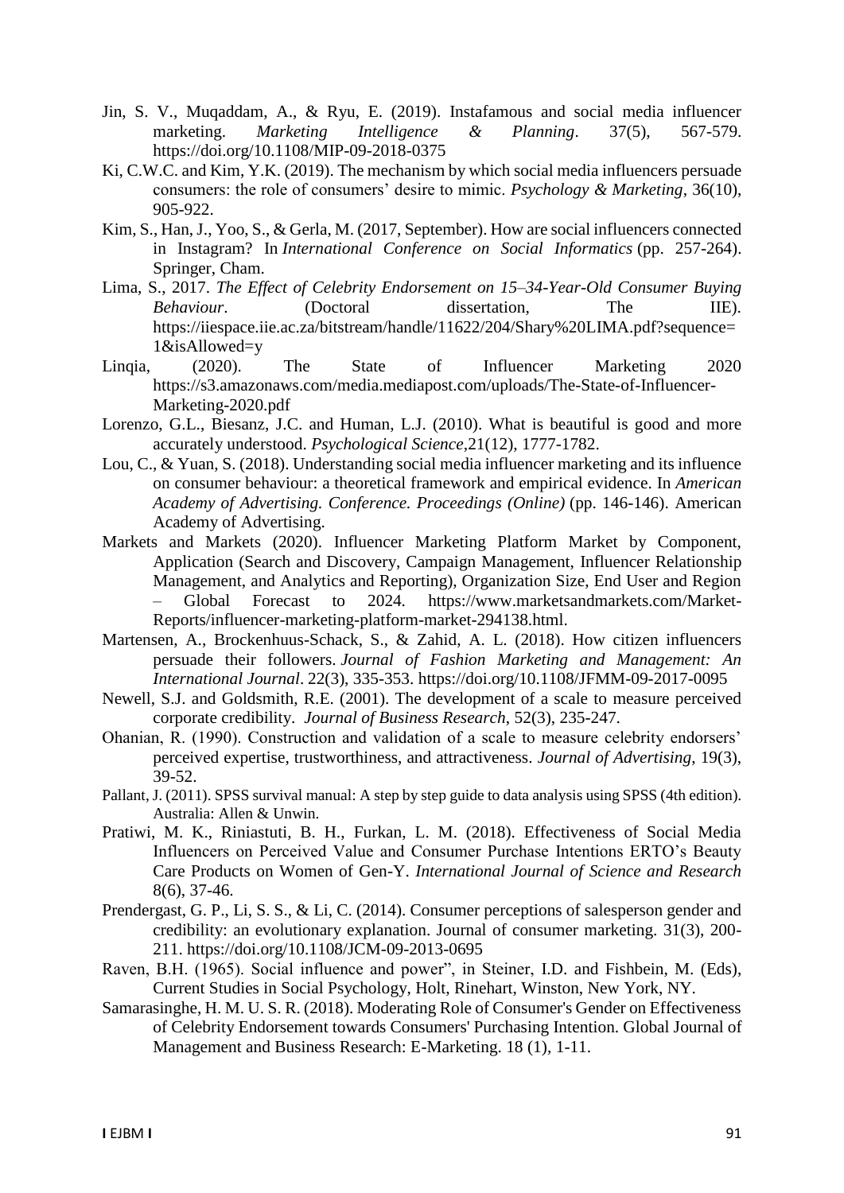Jin, S. V., Muqaddam, A., & Ryu, E. (2019). Instafamous and social media influencer marketing. *Marketing Intelligence & Planning*. 37(5), 567-579. https://doi.org/10.1108/MIP-09-2018-0375

Ki, C.W.C. and Kim, Y.K. (2019). The mechanism by which social media influencers persuade consumers: the role of consumers' desire to mimic. *Psychology & Marketing*, 36(10), 905-922.

Kim, S., Han, J., Yoo, S., & Gerla, M. (2017, September). How are social influencers connected in Instagram? In *International Conference on Social Informatics* (pp. 257-264). Springer, Cham.

Lima, S., 2017. *The Effect of Celebrity Endorsement on 15–34-Year-Old Consumer Buying Behaviour*. (Doctoral dissertation, The IIE). https://iiespace.iie.ac.za/bitstream/handle/11622/204/Shary%20LIMA.pdf?sequence=1&isAllowed=y

Linqia, (2020). The State of Influencer Marketing 2020 https://s3.amazonaws.com/media.mediapost.com/uploads/The-State-of-Influencer-Marketing-2020.pdf

Lorenzo, G.L., Biesanz, J.C. and Human, L.J. (2010). What is beautiful is good and more accurately understood. *Psychological Science*,21(12), 1777-1782.

Lou, C., & Yuan, S. (2018). Understanding social media influencer marketing and its influence on consumer behaviour: a theoretical framework and empirical evidence. In *American Academy of Advertising. Conference. Proceedings (Online)* (pp. 146-146). American Academy of Advertising.

Markets and Markets (2020). Influencer Marketing Platform Market by Component, Application (Search and Discovery, Campaign Management, Influencer Relationship Management, and Analytics and Reporting), Organization Size, End User and Region – Global Forecast to 2024. https://www.marketsandmarkets.com/Market-Reports/influencer-marketing-platform-market-294138.html.

Martensen, A., Brockenhuus-Schack, S., & Zahid, A. L. (2018). How citizen influencers persuade their followers. *Journal of Fashion Marketing and Management: An International Journal*. 22(3), 335-353. https://doi.org/10.1108/JFMM-09-2017-0095

Newell, S.J. and Goldsmith, R.E. (2001). The development of a scale to measure perceived corporate credibility. *Journal of Business Research*, 52(3), 235-247.

Ohanian, R. (1990). Construction and validation of a scale to measure celebrity endorsers' perceived expertise, trustworthiness, and attractiveness. *Journal of Advertising*, 19(3), 39-52.

Pallant, J. (2011). SPSS survival manual: A step by step guide to data analysis using SPSS (4th edition). Australia: Allen & Unwin.

Pratiwi, M. K., Riniastuti, B. H., Furkan, L. M. (2018). Effectiveness of Social Media Influencers on Perceived Value and Consumer Purchase Intentions ERTO's Beauty Care Products on Women of Gen-Y. *International Journal of Science and Research* 8(6), 37-46.

Prendergast, G. P., Li, S. S., & Li, C. (2014). Consumer perceptions of salesperson gender and credibility: an evolutionary explanation. Journal of consumer marketing. 31(3), 200-211. https://doi.org/10.1108/JCM-09-2013-0695

Raven, B.H. (1965). Social influence and power", in Steiner, I.D. and Fishbein, M. (Eds), Current Studies in Social Psychology, Holt, Rinehart, Winston, New York, NY.

Samarasinghe, H. M. U. S. R. (2018). Moderating Role of Consumer's Gender on Effectiveness of Celebrity Endorsement towards Consumers' Purchasing Intention. Global Journal of Management and Business Research: E-Marketing. 18 (1), 1-11.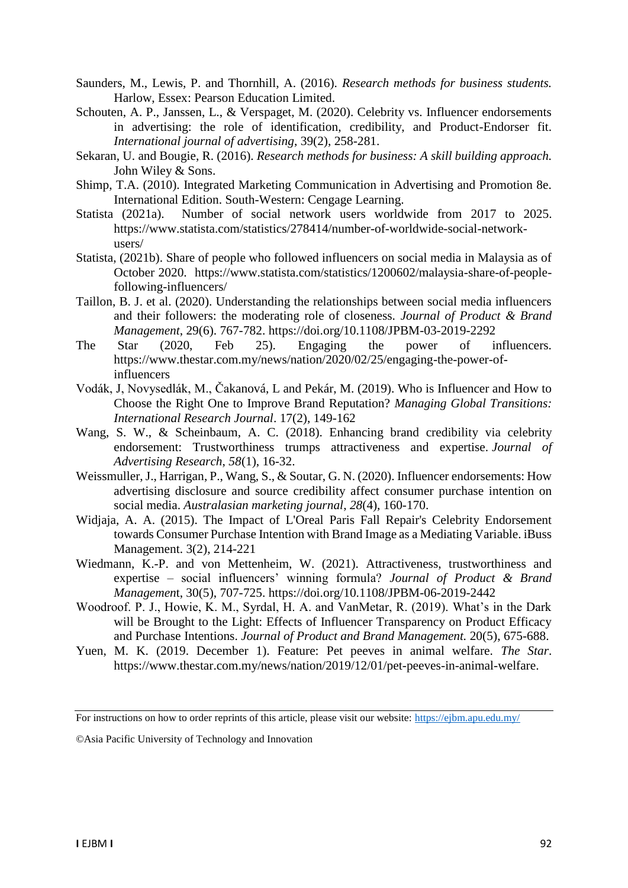Saunders, M., Lewis, P. and Thornhill, A. (2016). *Research methods for business students.* Harlow, Essex: Pearson Education Limited.

Schouten, A. P., Janssen, L., & Verspaget, M. (2020). Celebrity vs. Influencer endorsements in advertising: the role of identification, credibility, and Product-Endorser fit. *International journal of advertising*, 39(2), 258-281.

Sekaran, U. and Bougie, R. (2016). *Research methods for business: A skill building approach.* John Wiley & Sons.

Shimp, T.A. (2010). Integrated Marketing Communication in Advertising and Promotion 8e. International Edition. South-Western: Cengage Learning.

Statista (2021a). Number of social network users worldwide from 2017 to 2025. https://www.statista.com/statistics/278414/number-of-worldwide-social-network-users/

Statista, (2021b). Share of people who followed influencers on social media in Malaysia as of October 2020. https://www.statista.com/statistics/1200602/malaysia-share-of-people-following-influencers/

Taillon, B. J. et al. (2020). Understanding the relationships between social media influencers and their followers: the moderating role of closeness. *Journal of Product & Brand Management*, 29(6). 767-782. https://doi.org/10.1108/JPBM-03-2019-2292

The Star (2020, Feb 25). Engaging the power of influencers. https://www.thestar.com.my/news/nation/2020/02/25/engaging-the-power-of-influencers

Vodák, J, Novysedlák, M., Čakanová, L and Pekár, M. (2019). Who is Influencer and How to Choose the Right One to Improve Brand Reputation? *Managing Global Transitions: International Research Journal*. 17(2), 149-162

Wang, S. W., & Scheinbaum, A. C. (2018). Enhancing brand credibility via celebrity endorsement: Trustworthiness trumps attractiveness and expertise. *Journal of Advertising Research*, *58*(1), 16-32.

Weissmuller, J., Harrigan, P., Wang, S., & Soutar, G. N. (2020). Influencer endorsements: How advertising disclosure and source credibility affect consumer purchase intention on social media. *Australasian marketing journal*, *28*(4), 160-170.

Widjaja, A. A. (2015). The Impact of L'Oreal Paris Fall Repair's Celebrity Endorsement towards Consumer Purchase Intention with Brand Image as a Mediating Variable. iBuss Management. 3(2), 214-221

Wiedmann, K.-P. and von Mettenheim, W. (2021). Attractiveness, trustworthiness and expertise – social influencers' winning formula? *Journal of Product & Brand Managemen*t, 30(5), 707-725. https://doi.org/10.1108/JPBM-06-2019-2442

Woodroof. P. J., Howie, K. M., Syrdal, H. A. and VanMetar, R. (2019). What's in the Dark will be Brought to the Light: Effects of Influencer Transparency on Product Efficacy and Purchase Intentions. *Journal of Product and Brand Management.* 20(5), 675-688.

Yuen, M. K. (2019. December 1). Feature: Pet peeves in animal welfare. *The Star*. https://www.thestar.com.my/news/nation/2019/12/01/pet-peeves-in-animal-welfare.

---

For instructions on how to order reprints of this article, please visit our website: https://ejbm.apu.edu.my/

©Asia Pacific University of Technology and Innovation